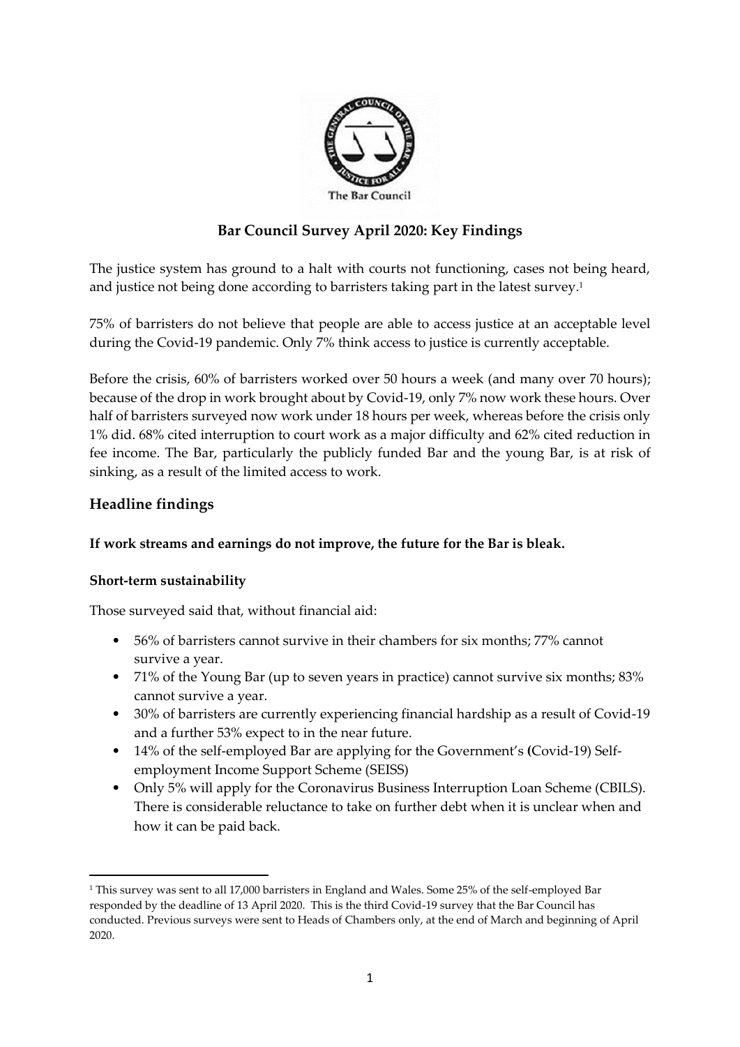The Bar Council

# Bar Council Survey April 2020: Key Findings

The justice system has ground to a halt with courts not functioning, cases not being heard, and justice not being done according to barristers taking part in the latest survey.[1]

75% of barristers do not believe that people are able to access justice at an acceptable level during the Covid-19 pandemic. Only 7% think access to justice is currently acceptable.

Before the crisis, 60% of barristers worked over 50 hours a week (and many over 70 hours); because of the drop in work brought about by Covid-19, only 7% now work these hours. Over half of barristers surveyed now work under 18 hours per week, whereas before the crisis only 1% did. 68% cited interruption to court work as a major difficulty and 62% cited reduction in fee income. The Bar, particularly the publicly funded Bar and the young Bar, is at risk of sinking, as a result of the limited access to work.

## Headline findings

**If work streams and earnings do not improve, the future for the Bar is bleak.**

### Short-term sustainability

Those surveyed said that, without financial aid:

- 56% of barristers cannot survive in their chambers for six months; 77% cannot survive a year.
- 71% of the Young Bar (up to seven years in practice) cannot survive six months; 83% cannot survive a year.
- 30% of barristers are currently experiencing financial hardship as a result of Covid-19 and a further 53% expect to in the near future.
- 14% of the self-employed Bar are applying for the Government's (Covid-19) Self-employment Income Support Scheme (SEISS)
- Only 5% will apply for the Coronavirus Business Interruption Loan Scheme (CBILS). There is considerable reluctance to take on further debt when it is unclear when and how it can be paid back.

---

[1] This survey was sent to all 17,000 barristers in England and Wales. Some 25% of the self-employed Bar responded by the deadline of 13 April 2020. This is the third Covid-19 survey that the Bar Council has conducted. Previous surveys were sent to Heads of Chambers only, at the end of March and beginning of April 2020.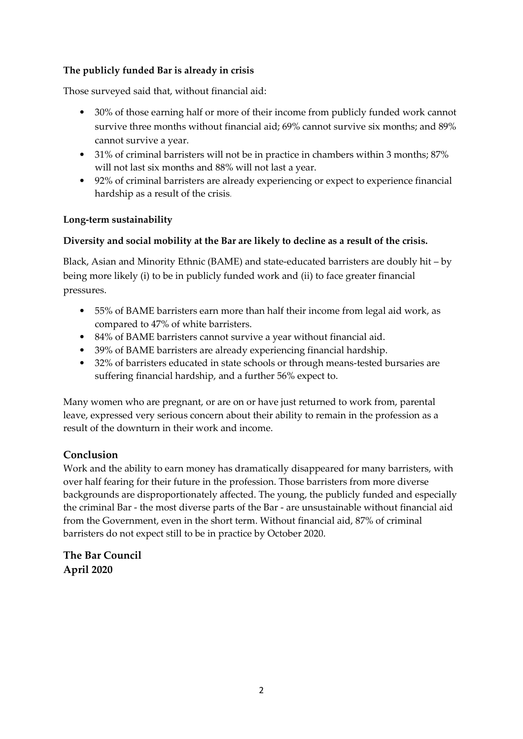**The publicly funded Bar is already in crisis**

Those surveyed said that, without financial aid:

- 30% of those earning half or more of their income from publicly funded work cannot survive three months without financial aid; 69% cannot survive six months; and 89% cannot survive a year.
- 31% of criminal barristers will not be in practice in chambers within 3 months; 87% will not last six months and 88% will not last a year.
- 92% of criminal barristers are already experiencing or expect to experience financial hardship as a result of the crisis.

**Long-term sustainability**

**Diversity and social mobility at the Bar are likely to decline as a result of the crisis.**

Black, Asian and Minority Ethnic (BAME) and state-educated barristers are doubly hit – by being more likely (i) to be in publicly funded work and (ii) to face greater financial pressures.

- 55% of BAME barristers earn more than half their income from legal aid work, as compared to 47% of white barristers.
- 84% of BAME barristers cannot survive a year without financial aid.
- 39% of BAME barristers are already experiencing financial hardship.
- 32% of barristers educated in state schools or through means-tested bursaries are suffering financial hardship, and a further 56% expect to.

Many women who are pregnant, or are on or have just returned to work from, parental leave, expressed very serious concern about their ability to remain in the profession as a result of the downturn in their work and income.

## Conclusion

Work and the ability to earn money has dramatically disappeared for many barristers, with over half fearing for their future in the profession. Those barristers from more diverse backgrounds are disproportionately affected. The young, the publicly funded and especially the criminal Bar - the most diverse parts of the Bar - are unsustainable without financial aid from the Government, even in the short term. Without financial aid, 87% of criminal barristers do not expect still to be in practice by October 2020.

**The Bar Council**
**April 2020**